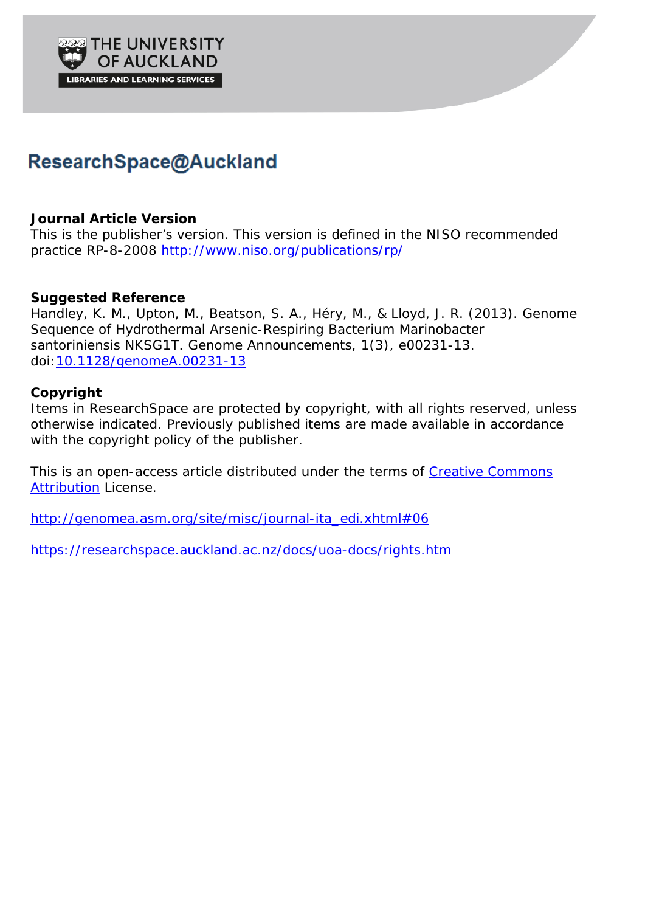THE UNIVERSITY OF AUCKLAND

LIBRARIES AND LEARNING SERVICES

# ResearchSpace@Auckland

**Journal Article Version**
This is the publisher's version. This version is defined in the NISO recommended practice RP-8-2008 http://www.niso.org/publications/rp/

**Suggested Reference**
Handley, K. M., Upton, M., Beatson, S. A., Héry, M., & Lloyd, J. R. (2013). Genome Sequence of Hydrothermal Arsenic-Respiring Bacterium Marinobacter santoriniensis NKSG1T. Genome Announcements, 1(3), e00231-13. doi:10.1128/genomeA.00231-13

**Copyright**
Items in ResearchSpace are protected by copyright, with all rights reserved, unless otherwise indicated. Previously published items are made available in accordance with the copyright policy of the publisher.

This is an open-access article distributed under the terms of Creative Commons Attribution License.

http://genomea.asm.org/site/misc/journal-ita_edi.xhtml#06

https://researchspace.auckland.ac.nz/docs/uoa-docs/rights.htm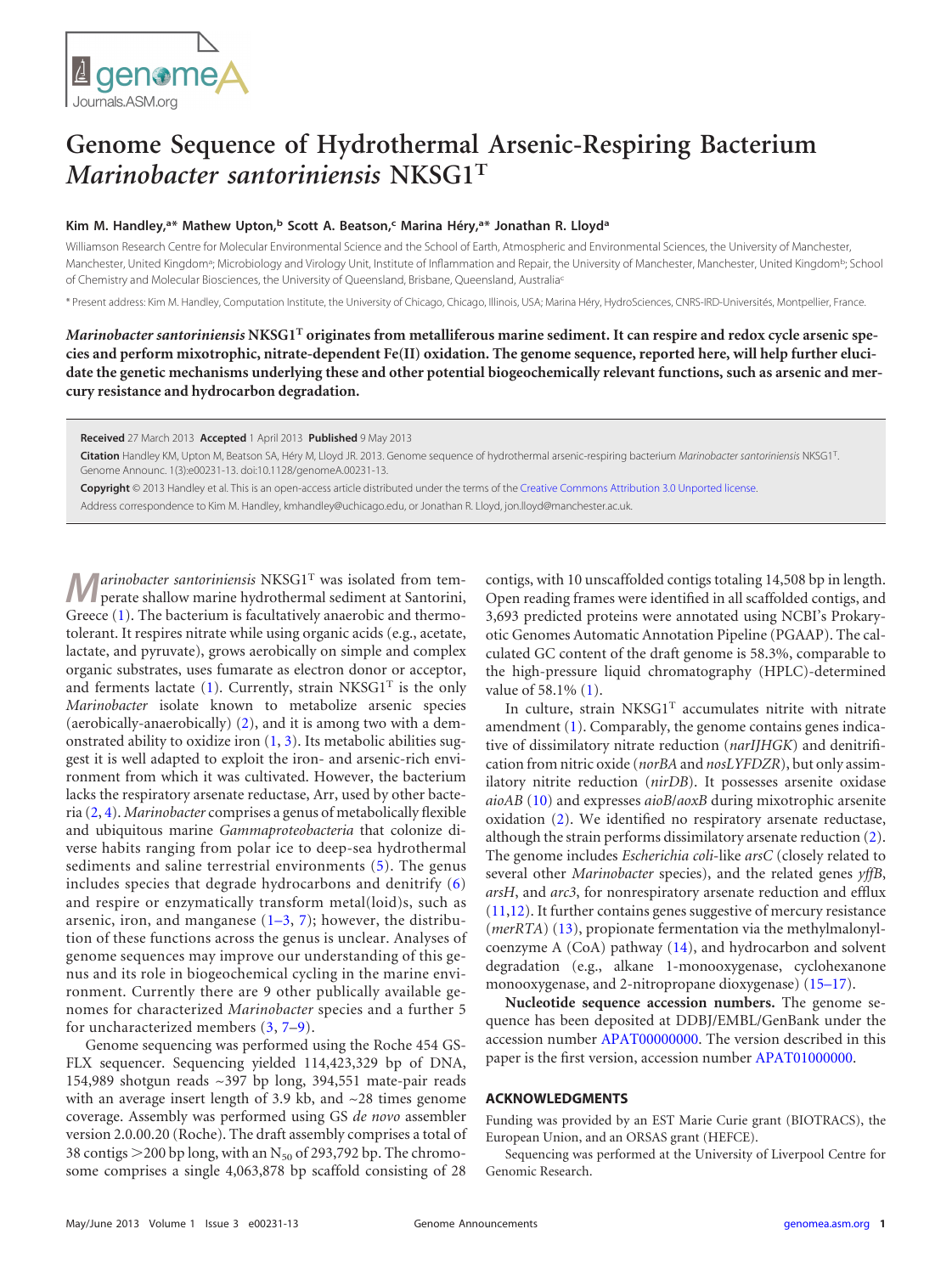# Genome Sequence of Hydrothermal Arsenic-Respiring Bacterium *Marinobacter santoriniensis* NKSG1$^T$

**Kim M. Handley,[a*] Mathew Upton,[b] Scott A. Beatson,[c] Marina Héry,[a*] Jonathan R. Lloyd[a]**

Williamson Research Centre for Molecular Environmental Science and the School of Earth, Atmospheric and Environmental Sciences, the University of Manchester, Manchester, United Kingdom[a]; Microbiology and Virology Unit, Institute of Inflammation and Repair, the University of Manchester, Manchester, United Kingdom[b]; School of Chemistry and Molecular Biosciences, the University of Queensland, Brisbane, Queensland, Australia[c]

\* Present address: Kim M. Handley, Computation Institute, the University of Chicago, Chicago, Illinois, USA; Marina Héry, HydroSciences, CNRS-IRD-Universités, Montpellier, France.

***Marinobacter santoriniensis* NKSG1$^T$ originates from metalliferous marine sediment. It can respire and redox cycle arsenic species and perform mixotrophic, nitrate-dependent Fe(II) oxidation. The genome sequence, reported here, will help further elucidate the genetic mechanisms underlying these and other potential biogeochemically relevant functions, such as arsenic and mercury resistance and hydrocarbon degradation.**

**Received** 27 March 2013 **Accepted** 1 April 2013 **Published** 9 May 2013

**Citation** Handley KM, Upton M, Beatson SA, Héry M, Lloyd JR. 2013. Genome sequence of hydrothermal arsenic-respiring bacterium *Marinobacter santoriniensis* NKSG1$^T$. Genome Announc. 1(3):e00231-13. doi:10.1128/genomeA.00231-13.

**Copyright** © 2013 Handley et al. This is an open-access article distributed under the terms of the Creative Commons Attribution 3.0 Unported license.

Address correspondence to Kim M. Handley, kmhandley@uchicago.edu, or Jonathan R. Lloyd, jon.lloyd@manchester.ac.uk.

*Marinobacter santoriniensis* NKSG1$^T$ was isolated from temperate shallow marine hydrothermal sediment at Santorini, Greece (1). The bacterium is facultatively anaerobic and thermotolerant. It respires nitrate while using organic acids (e.g., acetate, lactate, and pyruvate), grows aerobically on simple and complex organic substrates, uses fumarate as electron donor or acceptor, and ferments lactate (1). Currently, strain NKSG1$^T$ is the only *Marinobacter* isolate known to metabolize arsenic species (aerobically-anaerobically) (2), and it is among two with a demonstrated ability to oxidize iron (1, 3). Its metabolic abilities suggest it is well adapted to exploit the iron- and arsenic-rich environment from which it was cultivated. However, the bacterium lacks the respiratory arsenate reductase, Arr, used by other bacteria (2, 4). *Marinobacter* comprises a genus of metabolically flexible and ubiquitous marine *Gammaproteobacteria* that colonize diverse habits ranging from polar ice to deep-sea hydrothermal sediments and saline terrestrial environments (5). The genus includes species that degrade hydrocarbons and denitrify (6) and respire or enzymatically transform metal(loid)s, such as arsenic, iron, and manganese (1–3, 7); however, the distribution of these functions across the genus is unclear. Analyses of genome sequences may improve our understanding of this genus and its role in biogeochemical cycling in the marine environment. Currently there are 9 other publically available genomes for characterized *Marinobacter* species and a further 5 for uncharacterized members (3, 7–9).

Genome sequencing was performed using the Roche 454 GS-FLX sequencer. Sequencing yielded 114,423,329 bp of DNA, 154,989 shotgun reads ~397 bp long, 394,551 mate-pair reads with an average insert length of 3.9 kb, and ~28 times genome coverage. Assembly was performed using GS *de novo* assembler version 2.0.00.20 (Roche). The draft assembly comprises a total of 38 contigs >200 bp long, with an $N_{50}$ of 293,792 bp. The chromosome comprises a single 4,063,878 bp scaffold consisting of 28 contigs, with 10 unscaffolded contigs totaling 14,508 bp in length. Open reading frames were identified in all scaffolded contigs, and 3,693 predicted proteins were annotated using NCBI's Prokaryotic Genomes Automatic Annotation Pipeline (PGAAP). The calculated GC content of the draft genome is 58.3%, comparable to the high-pressure liquid chromatography (HPLC)-determined value of 58.1% (1).

In culture, strain NKSG1$^T$ accumulates nitrite with nitrate amendment (1). Comparably, the genome contains genes indicative of dissimilatory nitrate reduction (*narIJHGK*) and denitrification from nitric oxide (*norBA* and *nosLYFDZR*), but only assimilatory nitrite reduction (*nirDB*). It possesses arsenite oxidase *aioAB* (10) and expresses *aioB*/*aoxB* during mixotrophic arsenite oxidation (2). We identified no respiratory arsenate reductase, although the strain performs dissimilatory arsenate reduction (2). The genome includes *Escherichia coli*-like *arsC* (closely related to several other *Marinobacter* species), and the related genes *yffB*, *arsH*, and *arc3*, for nonrespiratory arsenate reduction and efflux (11,12). It further contains genes suggestive of mercury resistance (*merRTA*) (13), propionate fermentation via the methylmalonyl-coenzyme A (CoA) pathway (14), and hydrocarbon and solvent degradation (e.g., alkane 1-monooxygenase, cyclohexanone monooxygenase, and 2-nitropropane dioxygenase) (15–17).

**Nucleotide sequence accession numbers.** The genome sequence has been deposited at DDBJ/EMBL/GenBank under the accession number APAT00000000. The version described in this paper is the first version, accession number APAT01000000.

## ACKNOWLEDGMENTS

Funding was provided by an EST Marie Curie grant (BIOTRACS), the European Union, and an ORSAS grant (HEFCE).

Sequencing was performed at the University of Liverpool Centre for Genomic Research.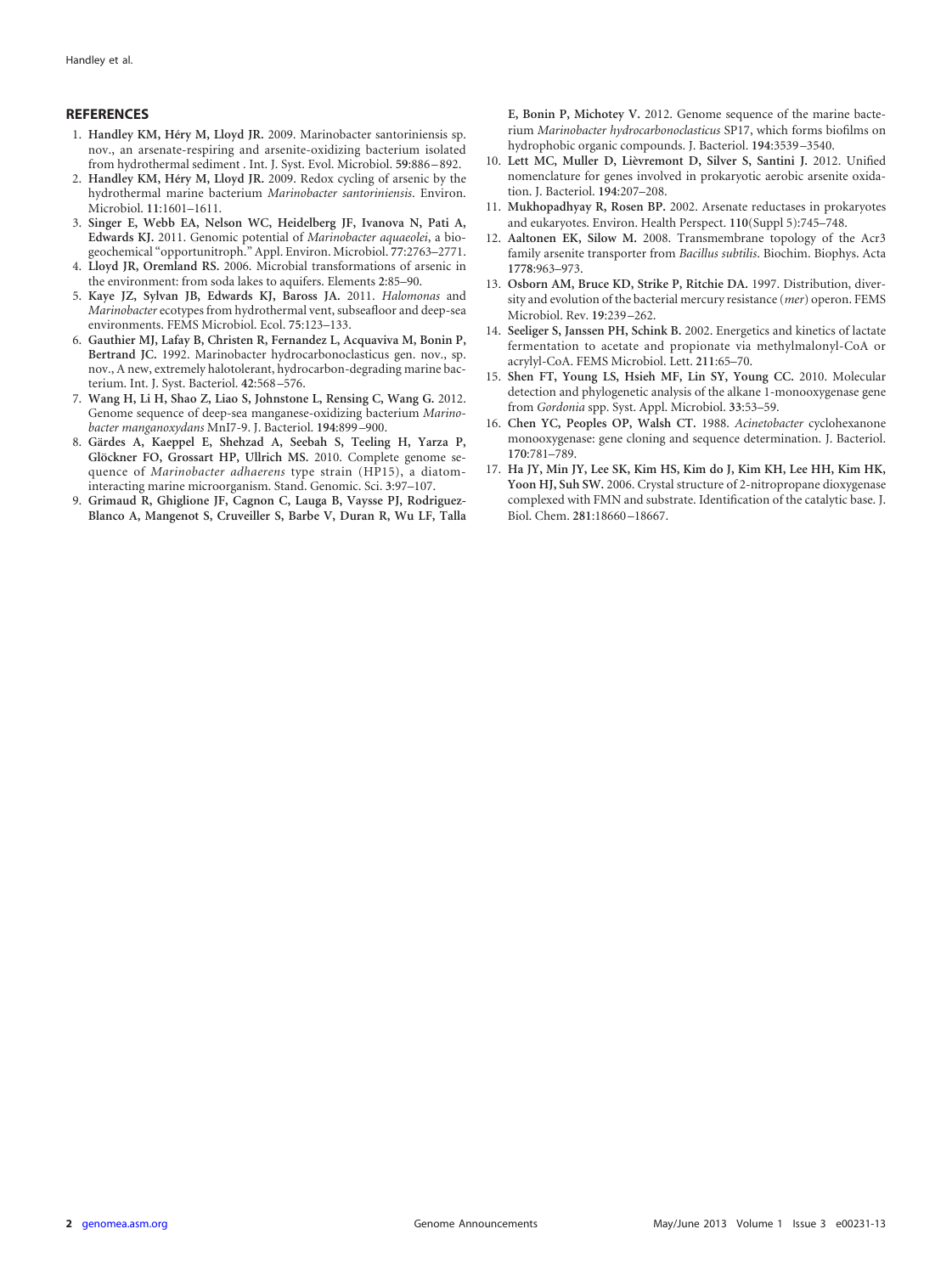## REFERENCES

1. **Handley KM, Héry M, Lloyd JR.** 2009. Marinobacter santoriniensis sp. nov., an arsenate-respiring and arsenite-oxidizing bacterium isolated from hydrothermal sediment . Int. J. Syst. Evol. Microbiol. **59**:886–892.
2. **Handley KM, Héry M, Lloyd JR.** 2009. Redox cycling of arsenic by the hydrothermal marine bacterium *Marinobacter santoriniensis*. Environ. Microbiol. **11**:1601–1611.
3. **Singer E, Webb EA, Nelson WC, Heidelberg JF, Ivanova N, Pati A, Edwards KJ.** 2011. Genomic potential of *Marinobacter aquaeolei*, a biogeochemical "opportunitroph." Appl. Environ. Microbiol. **77**:2763–2771.
4. **Lloyd JR, Oremland RS.** 2006. Microbial transformations of arsenic in the environment: from soda lakes to aquifers. Elements **2**:85–90.
5. **Kaye JZ, Sylvan JB, Edwards KJ, Baross JA.** 2011. *Halomonas* and *Marinobacter* ecotypes from hydrothermal vent, subseafloor and deep-sea environments. FEMS Microbiol. Ecol. **75**:123–133.
6. **Gauthier MJ, Lafay B, Christen R, Fernandez L, Acquaviva M, Bonin P, Bertrand JC.** 1992. Marinobacter hydrocarbonoclasticus gen. nov., sp. nov., A new, extremely halotolerant, hydrocarbon-degrading marine bacterium. Int. J. Syst. Bacteriol. **42**:568–576.
7. **Wang H, Li H, Shao Z, Liao S, Johnstone L, Rensing C, Wang G.** 2012. Genome sequence of deep-sea manganese-oxidizing bacterium *Marinobacter manganoxydans* MnI7-9. J. Bacteriol. **194**:899–900.
8. **Gärdes A, Kaeppel E, Shehzad A, Seebah S, Teeling H, Yarza P, Glöckner FO, Grossart HP, Ullrich MS.** 2010. Complete genome sequence of *Marinobacter adhaerens* type strain (HP15), a diatom-interacting marine microorganism. Stand. Genomic. Sci. **3**:97–107.
9. **Grimaud R, Ghiglione JF, Cagnon C, Lauga B, Vaysse PJ, Rodriguez-Blanco A, Mangenot S, Cruveiller S, Barbe V, Duran R, Wu LF, Talla E, Bonin P, Michotey V.** 2012. Genome sequence of the marine bacterium *Marinobacter hydrocarbonoclasticus* SP17, which forms biofilms on hydrophobic organic compounds. J. Bacteriol. **194**:3539–3540.
10. **Lett MC, Muller D, Lièvremont D, Silver S, Santini J.** 2012. Unified nomenclature for genes involved in prokaryotic aerobic arsenite oxidation. J. Bacteriol. **194**:207–208.
11. **Mukhopadhyay R, Rosen BP.** 2002. Arsenate reductases in prokaryotes and eukaryotes. Environ. Health Perspect. **110**(Suppl 5):745–748.
12. **Aaltonen EK, Silow M.** 2008. Transmembrane topology of the Acr3 family arsenite transporter from *Bacillus subtilis*. Biochim. Biophys. Acta **1778**:963–973.
13. **Osborn AM, Bruce KD, Strike P, Ritchie DA.** 1997. Distribution, diversity and evolution of the bacterial mercury resistance (*mer*) operon. FEMS Microbiol. Rev. **19**:239–262.
14. **Seeliger S, Janssen PH, Schink B.** 2002. Energetics and kinetics of lactate fermentation to acetate and propionate via methylmalonyl-CoA or acrylyl-CoA. FEMS Microbiol. Lett. **211**:65–70.
15. **Shen FT, Young LS, Hsieh MF, Lin SY, Young CC.** 2010. Molecular detection and phylogenetic analysis of the alkane 1-monooxygenase gene from *Gordonia* spp. Syst. Appl. Microbiol. **33**:53–59.
16. **Chen YC, Peoples OP, Walsh CT.** 1988. *Acinetobacter* cyclohexanone monooxygenase: gene cloning and sequence determination. J. Bacteriol. **170**:781–789.
17. **Ha JY, Min JY, Lee SK, Kim HS, Kim do J, Kim KH, Lee HH, Kim HK, Yoon HJ, Suh SW.** 2006. Crystal structure of 2-nitropropane dioxygenase complexed with FMN and substrate. Identification of the catalytic base. J. Biol. Chem. **281**:18660–18667.